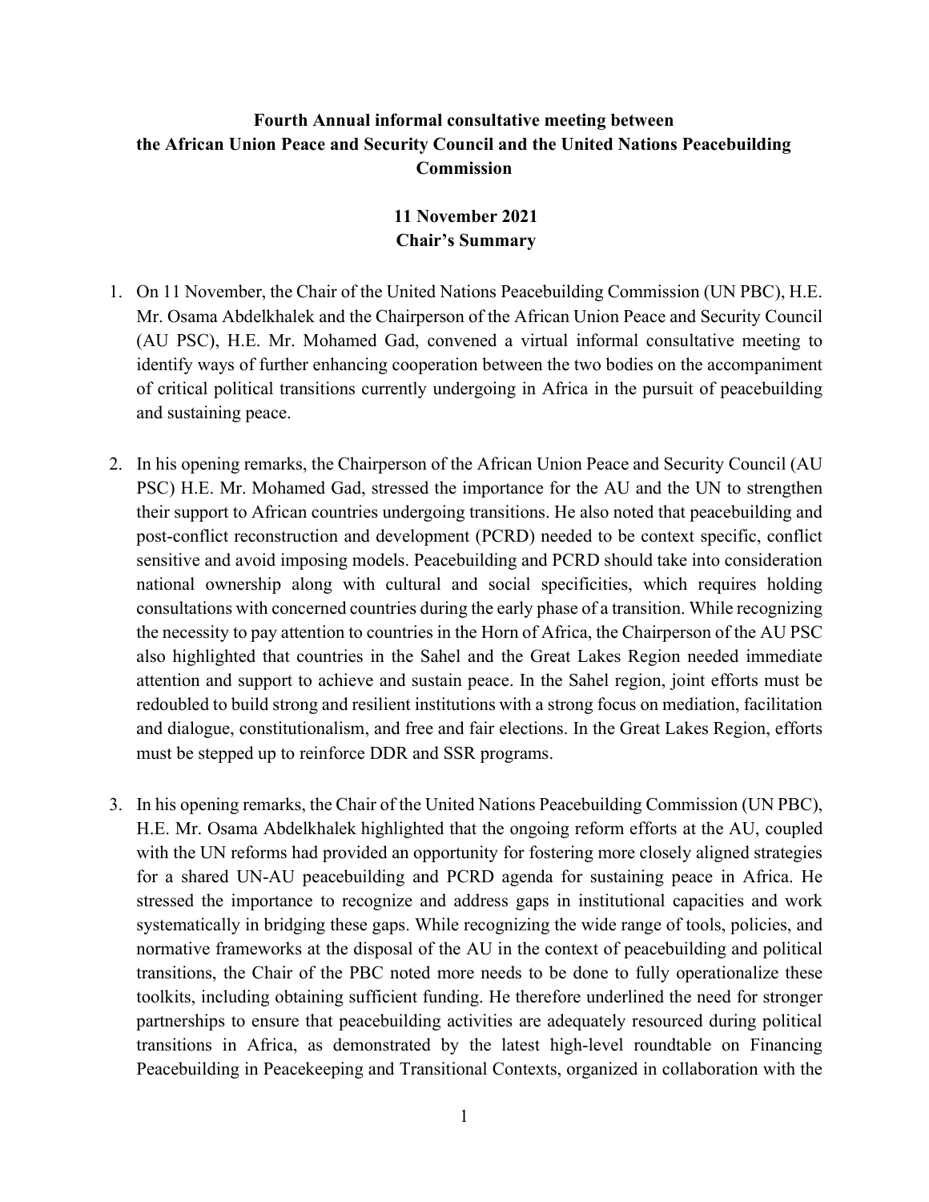# Fourth Annual informal consultative meeting between the African Union Peace and Security Council and the United Nations Peacebuilding Commission

## 11 November 2021
## Chair's Summary

1. On 11 November, the Chair of the United Nations Peacebuilding Commission (UN PBC), H.E. Mr. Osama Abdelkhalek and the Chairperson of the African Union Peace and Security Council (AU PSC), H.E. Mr. Mohamed Gad, convened a virtual informal consultative meeting to identify ways of further enhancing cooperation between the two bodies on the accompaniment of critical political transitions currently undergoing in Africa in the pursuit of peacebuilding and sustaining peace.

2. In his opening remarks, the Chairperson of the African Union Peace and Security Council (AU PSC) H.E. Mr. Mohamed Gad, stressed the importance for the AU and the UN to strengthen their support to African countries undergoing transitions. He also noted that peacebuilding and post-conflict reconstruction and development (PCRD) needed to be context specific, conflict sensitive and avoid imposing models. Peacebuilding and PCRD should take into consideration national ownership along with cultural and social specificities, which requires holding consultations with concerned countries during the early phase of a transition. While recognizing the necessity to pay attention to countries in the Horn of Africa, the Chairperson of the AU PSC also highlighted that countries in the Sahel and the Great Lakes Region needed immediate attention and support to achieve and sustain peace. In the Sahel region, joint efforts must be redoubled to build strong and resilient institutions with a strong focus on mediation, facilitation and dialogue, constitutionalism, and free and fair elections. In the Great Lakes Region, efforts must be stepped up to reinforce DDR and SSR programs.

3. In his opening remarks, the Chair of the United Nations Peacebuilding Commission (UN PBC), H.E. Mr. Osama Abdelkhalek highlighted that the ongoing reform efforts at the AU, coupled with the UN reforms had provided an opportunity for fostering more closely aligned strategies for a shared UN-AU peacebuilding and PCRD agenda for sustaining peace in Africa. He stressed the importance to recognize and address gaps in institutional capacities and work systematically in bridging these gaps. While recognizing the wide range of tools, policies, and normative frameworks at the disposal of the AU in the context of peacebuilding and political transitions, the Chair of the PBC noted more needs to be done to fully operationalize these toolkits, including obtaining sufficient funding. He therefore underlined the need for stronger partnerships to ensure that peacebuilding activities are adequately resourced during political transitions in Africa, as demonstrated by the latest high-level roundtable on Financing Peacebuilding in Peacekeeping and Transitional Contexts, organized in collaboration with the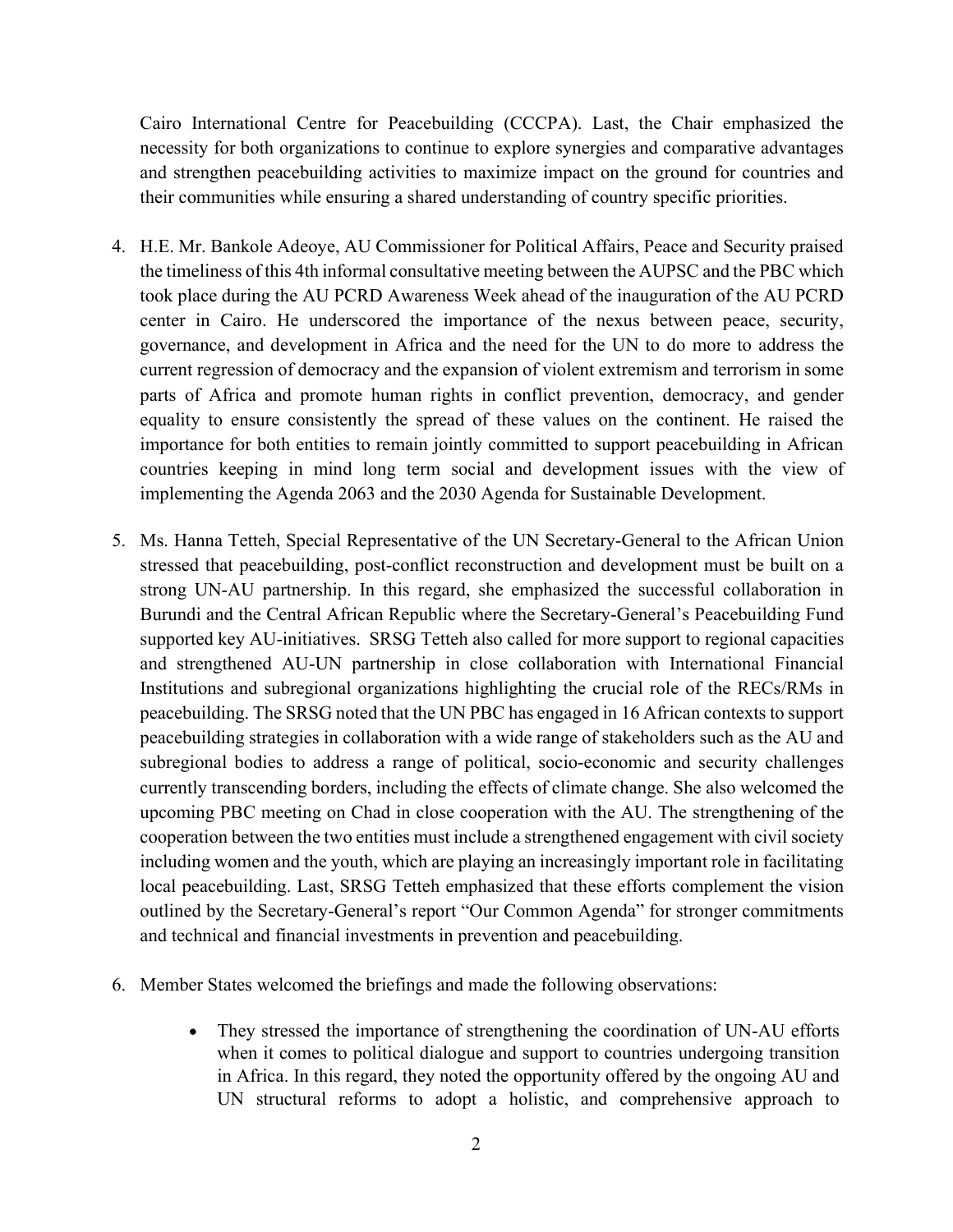Cairo International Centre for Peacebuilding (CCCPA). Last, the Chair emphasized the necessity for both organizations to continue to explore synergies and comparative advantages and strengthen peacebuilding activities to maximize impact on the ground for countries and their communities while ensuring a shared understanding of country specific priorities.

4. H.E. Mr. Bankole Adeoye, AU Commissioner for Political Affairs, Peace and Security praised the timeliness of this 4th informal consultative meeting between the AUPSC and the PBC which took place during the AU PCRD Awareness Week ahead of the inauguration of the AU PCRD center in Cairo. He underscored the importance of the nexus between peace, security, governance, and development in Africa and the need for the UN to do more to address the current regression of democracy and the expansion of violent extremism and terrorism in some parts of Africa and promote human rights in conflict prevention, democracy, and gender equality to ensure consistently the spread of these values on the continent. He raised the importance for both entities to remain jointly committed to support peacebuilding in African countries keeping in mind long term social and development issues with the view of implementing the Agenda 2063 and the 2030 Agenda for Sustainable Development.

5. Ms. Hanna Tetteh, Special Representative of the UN Secretary-General to the African Union stressed that peacebuilding, post-conflict reconstruction and development must be built on a strong UN-AU partnership. In this regard, she emphasized the successful collaboration in Burundi and the Central African Republic where the Secretary-General's Peacebuilding Fund supported key AU-initiatives. SRSG Tetteh also called for more support to regional capacities and strengthened AU-UN partnership in close collaboration with International Financial Institutions and subregional organizations highlighting the crucial role of the RECs/RMs in peacebuilding. The SRSG noted that the UN PBC has engaged in 16 African contexts to support peacebuilding strategies in collaboration with a wide range of stakeholders such as the AU and subregional bodies to address a range of political, socio-economic and security challenges currently transcending borders, including the effects of climate change. She also welcomed the upcoming PBC meeting on Chad in close cooperation with the AU. The strengthening of the cooperation between the two entities must include a strengthened engagement with civil society including women and the youth, which are playing an increasingly important role in facilitating local peacebuilding. Last, SRSG Tetteh emphasized that these efforts complement the vision outlined by the Secretary-General's report "Our Common Agenda" for stronger commitments and technical and financial investments in prevention and peacebuilding.

6. Member States welcomed the briefings and made the following observations:

    - They stressed the importance of strengthening the coordination of UN-AU efforts when it comes to political dialogue and support to countries undergoing transition in Africa. In this regard, they noted the opportunity offered by the ongoing AU and UN structural reforms to adopt a holistic, and comprehensive approach to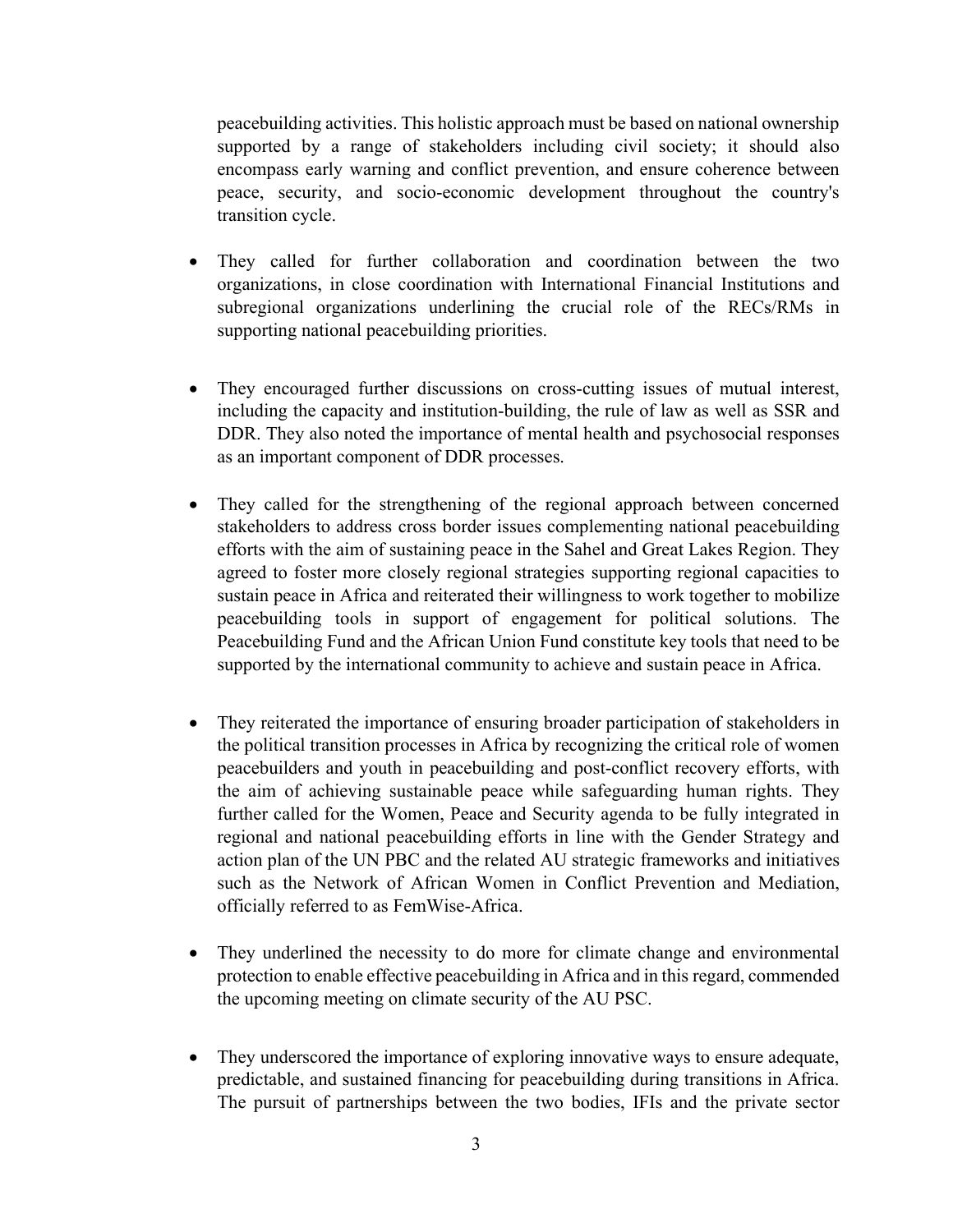peacebuilding activities. This holistic approach must be based on national ownership supported by a range of stakeholders including civil society; it should also encompass early warning and conflict prevention, and ensure coherence between peace, security, and socio-economic development throughout the country's transition cycle.

- They called for further collaboration and coordination between the two organizations, in close coordination with International Financial Institutions and subregional organizations underlining the crucial role of the RECs/RMs in supporting national peacebuilding priorities.

- They encouraged further discussions on cross-cutting issues of mutual interest, including the capacity and institution-building, the rule of law as well as SSR and DDR. They also noted the importance of mental health and psychosocial responses as an important component of DDR processes.

- They called for the strengthening of the regional approach between concerned stakeholders to address cross border issues complementing national peacebuilding efforts with the aim of sustaining peace in the Sahel and Great Lakes Region. They agreed to foster more closely regional strategies supporting regional capacities to sustain peace in Africa and reiterated their willingness to work together to mobilize peacebuilding tools in support of engagement for political solutions. The Peacebuilding Fund and the African Union Fund constitute key tools that need to be supported by the international community to achieve and sustain peace in Africa.

- They reiterated the importance of ensuring broader participation of stakeholders in the political transition processes in Africa by recognizing the critical role of women peacebuilders and youth in peacebuilding and post-conflict recovery efforts, with the aim of achieving sustainable peace while safeguarding human rights. They further called for the Women, Peace and Security agenda to be fully integrated in regional and national peacebuilding efforts in line with the Gender Strategy and action plan of the UN PBC and the related AU strategic frameworks and initiatives such as the Network of African Women in Conflict Prevention and Mediation, officially referred to as FemWise-Africa.

- They underlined the necessity to do more for climate change and environmental protection to enable effective peacebuilding in Africa and in this regard, commended the upcoming meeting on climate security of the AU PSC.

- They underscored the importance of exploring innovative ways to ensure adequate, predictable, and sustained financing for peacebuilding during transitions in Africa. The pursuit of partnerships between the two bodies, IFIs and the private sector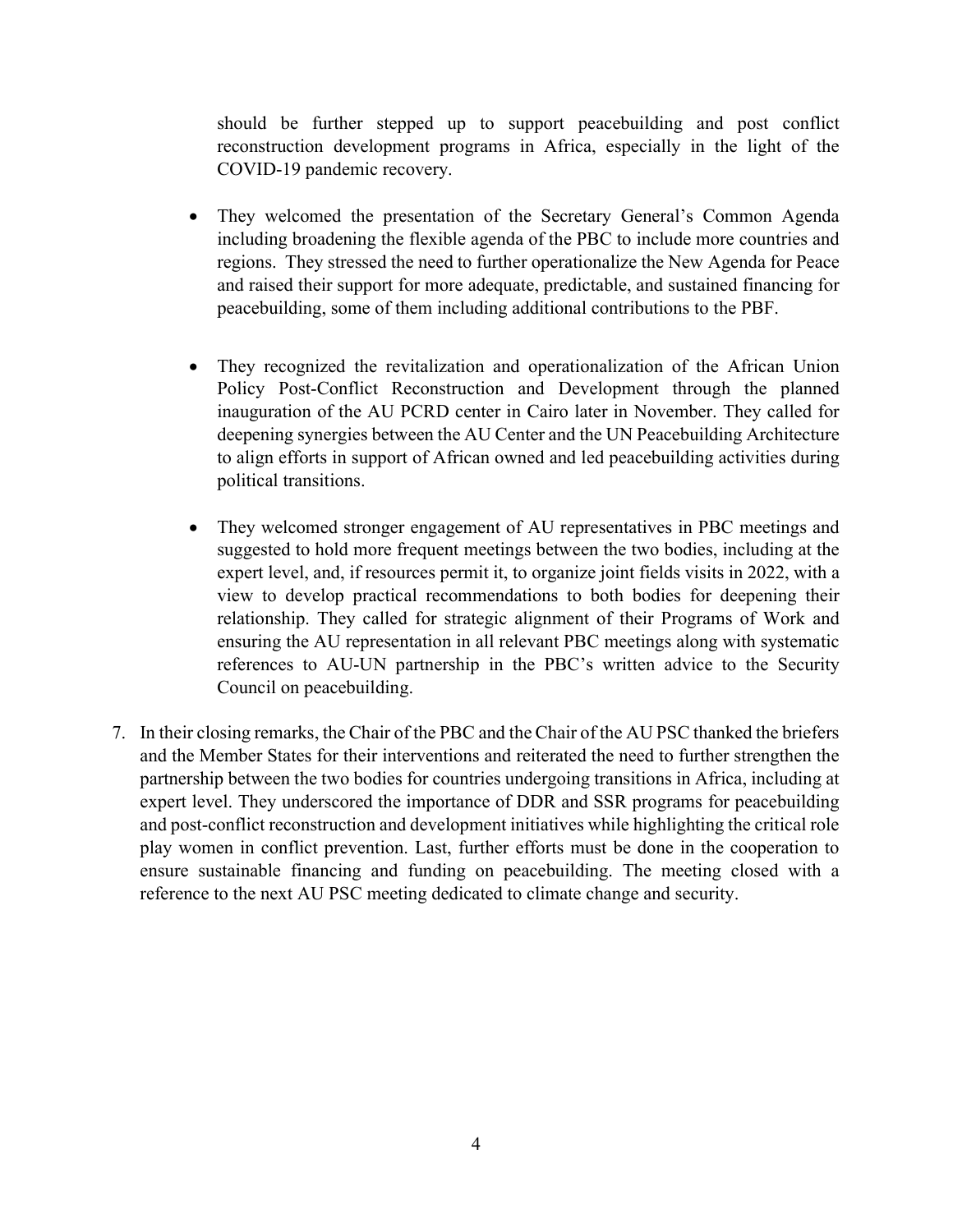should be further stepped up to support peacebuilding and post conflict reconstruction development programs in Africa, especially in the light of the COVID-19 pandemic recovery.

- They welcomed the presentation of the Secretary General's Common Agenda including broadening the flexible agenda of the PBC to include more countries and regions. They stressed the need to further operationalize the New Agenda for Peace and raised their support for more adequate, predictable, and sustained financing for peacebuilding, some of them including additional contributions to the PBF.

- They recognized the revitalization and operationalization of the African Union Policy Post-Conflict Reconstruction and Development through the planned inauguration of the AU PCRD center in Cairo later in November. They called for deepening synergies between the AU Center and the UN Peacebuilding Architecture to align efforts in support of African owned and led peacebuilding activities during political transitions.

- They welcomed stronger engagement of AU representatives in PBC meetings and suggested to hold more frequent meetings between the two bodies, including at the expert level, and, if resources permit it, to organize joint fields visits in 2022, with a view to develop practical recommendations to both bodies for deepening their relationship. They called for strategic alignment of their Programs of Work and ensuring the AU representation in all relevant PBC meetings along with systematic references to AU-UN partnership in the PBC's written advice to the Security Council on peacebuilding.

7. In their closing remarks, the Chair of the PBC and the Chair of the AU PSC thanked the briefers and the Member States for their interventions and reiterated the need to further strengthen the partnership between the two bodies for countries undergoing transitions in Africa, including at expert level. They underscored the importance of DDR and SSR programs for peacebuilding and post-conflict reconstruction and development initiatives while highlighting the critical role play women in conflict prevention. Last, further efforts must be done in the cooperation to ensure sustainable financing and funding on peacebuilding. The meeting closed with a reference to the next AU PSC meeting dedicated to climate change and security.